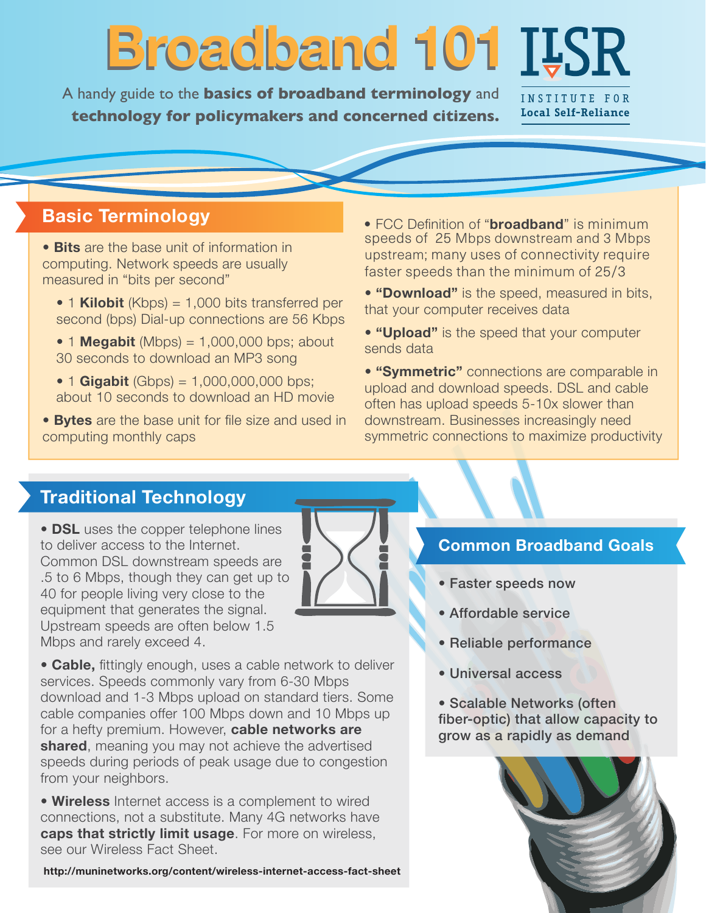# Broadband 101

A handy guide to the **basics of broadband terminology** and **technology for policymakers and concerned citizens.**

INSTITUTE FOR Local Self-Reliance

## Basic Terminology

- **Bits** are the base unit of information in computing. Network speeds are usually measured in "bits per second"
  - 1 **Kilobit** (Kbps) = 1,000 bits transferred per second (bps) Dial-up connections are 56 Kbps
  - 1 **Megabit** (Mbps) = 1,000,000 bps; about 30 seconds to download an MP3 song
  - 1 **Gigabit** (Gbps) = 1,000,000,000 bps; about 10 seconds to download an HD movie
- **Bytes** are the base unit for file size and used in computing monthly caps
- FCC Definition of "**broadband**" is minimum speeds of 25 Mbps downstream and 3 Mbps upstream; many uses of connectivity require faster speeds than the minimum of 25/3
- **"Download"** is the speed, measured in bits, that your computer receives data
- **"Upload"** is the speed that your computer sends data
- **"Symmetric"** connections are comparable in upload and download speeds. DSL and cable often has upload speeds 5-10x slower than downstream. Businesses increasingly need symmetric connections to maximize productivity

## Traditional Technology

- **DSL** uses the copper telephone lines to deliver access to the Internet. Common DSL downstream speeds are .5 to 6 Mbps, though they can get up to 40 for people living very close to the equipment that generates the signal. Upstream speeds are often below 1.5 Mbps and rarely exceed 4.
- **Cable,** fittingly enough, uses a cable network to deliver services. Speeds commonly vary from 6-30 Mbps download and 1-3 Mbps upload on standard tiers. Some cable companies offer 100 Mbps down and 10 Mbps up for a hefty premium. However, **cable networks are shared**, meaning you may not achieve the advertised speeds during periods of peak usage due to congestion from your neighbors.
- **Wireless** Internet access is a complement to wired connections, not a substitute. Many 4G networks have **caps that strictly limit usage**. For more on wireless, see our Wireless Fact Sheet.

**http://muninetworks.org/content/wireless-internet-access-fact-sheet**

## Common Broadband Goals

- Faster speeds now
- Affordable service
- Reliable performance
- Universal access
- Scalable Networks (often fiber-optic) that allow capacity to grow as a rapidly as demand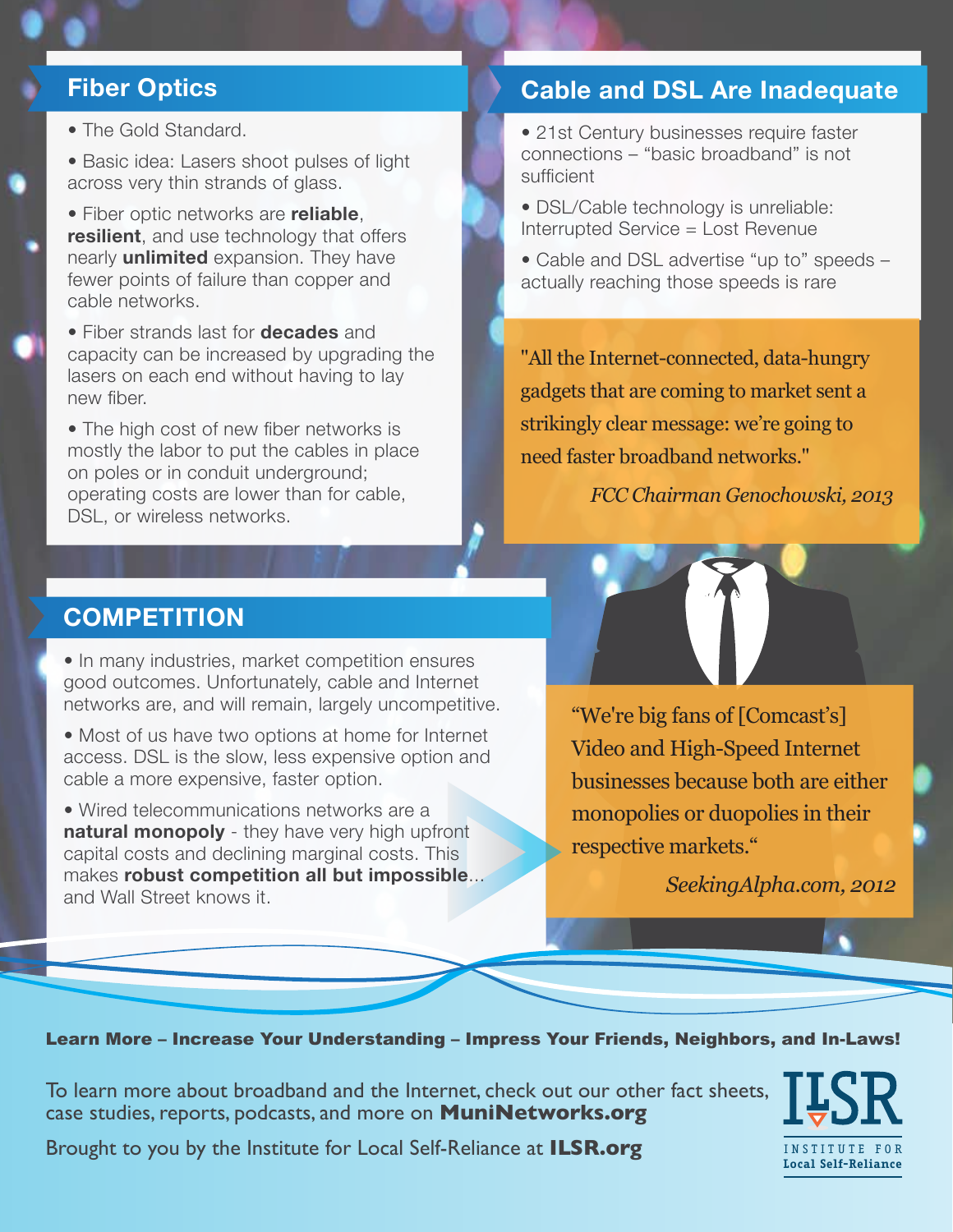## Fiber Optics

- The Gold Standard.
- Basic idea: Lasers shoot pulses of light across very thin strands of glass.
- Fiber optic networks are **reliable**, **resilient**, and use technology that offers nearly **unlimited** expansion. They have fewer points of failure than copper and cable networks.
- Fiber strands last for **decades** and capacity can be increased by upgrading the lasers on each end without having to lay new fiber.
- The high cost of new fiber networks is mostly the labor to put the cables in place on poles or in conduit underground; operating costs are lower than for cable, DSL, or wireless networks.

## Cable and DSL Are Inadequate

- 21st Century businesses require faster connections – "basic broadband" is not sufficient
- DSL/Cable technology is unreliable: Interrupted Service = Lost Revenue
- Cable and DSL advertise "up to" speeds – actually reaching those speeds is rare

"All the Internet-connected, data-hungry gadgets that are coming to market sent a strikingly clear message: we're going to need faster broadband networks."

*FCC Chairman Genochowski, 2013*

## COMPETITION

- In many industries, market competition ensures good outcomes. Unfortunately, cable and Internet networks are, and will remain, largely uncompetitive.
- Most of us have two options at home for Internet access. DSL is the slow, less expensive option and cable a more expensive, faster option.
- Wired telecommunications networks are a **natural monopoly** - they have very high upfront capital costs and declining marginal costs. This makes **robust competition all but impossible**... and Wall Street knows it.

"We're big fans of [Comcast's] Video and High-Speed Internet businesses because both are either monopolies or duopolies in their respective markets."

*SeekingAlpha.com, 2012*

**Learn More – Increase Your Understanding – Impress Your Friends, Neighbors, and In-Laws!**

To learn more about broadband and the Internet, check out our other fact sheets, case studies, reports, podcasts, and more on **MuniNetworks.org**

Brought to you by the Institute for Local Self-Reliance at **ILSR.org**

ILSR INSTITUTE FOR Local Self-Reliance